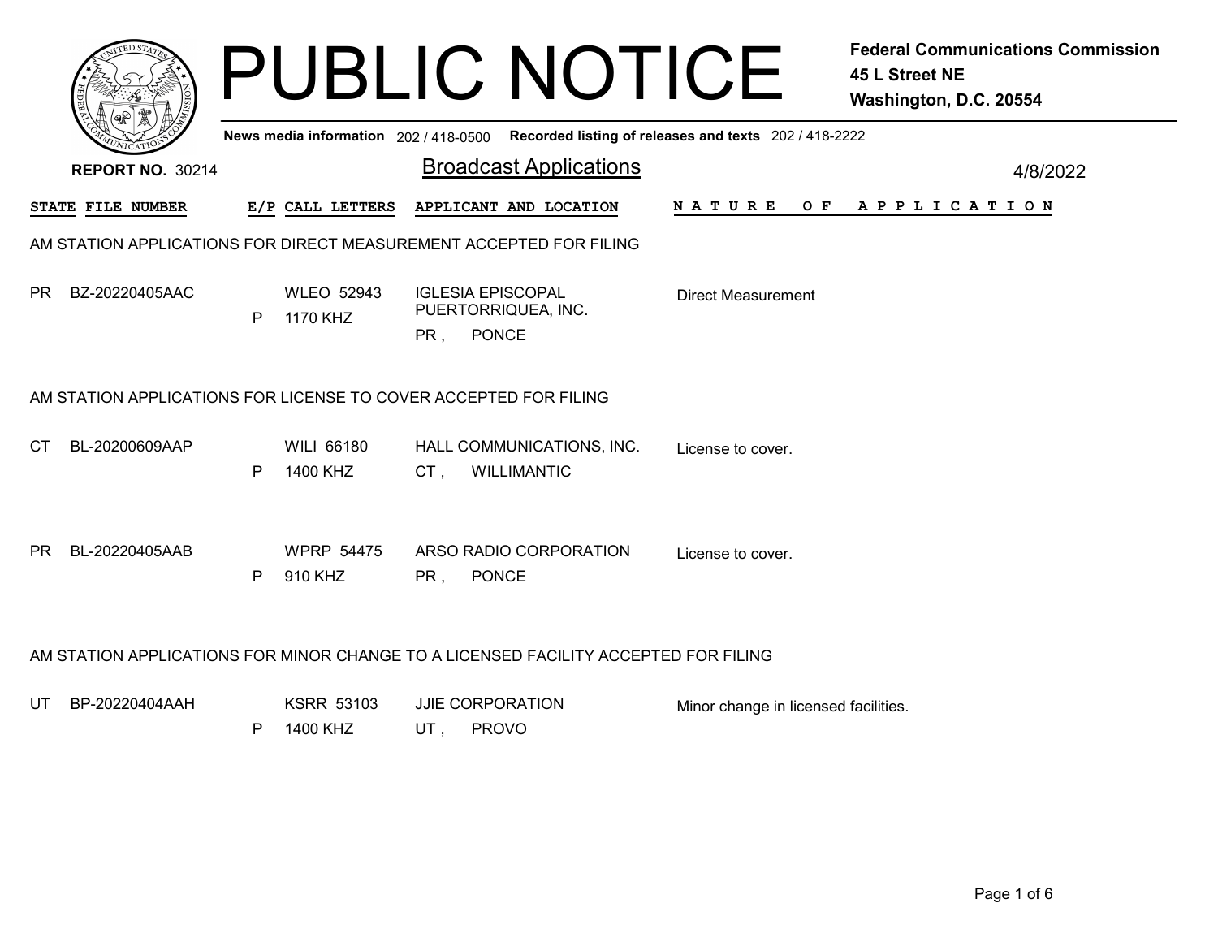# PUBLIC NOTICE

**Federal Communications Commission**
**45 L Street NE**
**Washington, D.C. 20554**

**News media information** 202 / 418-0500 **Recorded listing of releases and texts** 202 / 418-2222

**REPORT NO.** 30214

## Broadcast Applications

4/8/2022

| STATE | FILE NUMBER | E/P | CALL LETTERS | APPLICANT AND LOCATION | NATURE OF APPLICATION |
|---|---|---|---|---|---|

### AM STATION APPLICATIONS FOR DIRECT MEASUREMENT ACCEPTED FOR FILING

| STATE | FILE NUMBER | E/P | CALL LETTERS | APPLICANT AND LOCATION | NATURE OF APPLICATION |
|---|---|---|---|---|---|
| PR | BZ-20220405AAC | P | WLEO 52943<br>1170 KHZ | IGLESIA EPISCOPAL PUERTORRIQUEA, INC.<br>PR , PONCE | Direct Measurement |

### AM STATION APPLICATIONS FOR LICENSE TO COVER ACCEPTED FOR FILING

| STATE | FILE NUMBER | E/P | CALL LETTERS | APPLICANT AND LOCATION | NATURE OF APPLICATION |
|---|---|---|---|---|---|
| CT | BL-20200609AAP | P | WILI 66180<br>1400 KHZ | HALL COMMUNICATIONS, INC.<br>CT , WILLIMANTIC | License to cover. |
| PR | BL-20220405AAB | P | WPRP 54475<br>910 KHZ | ARSO RADIO CORPORATION<br>PR , PONCE | License to cover. |

### AM STATION APPLICATIONS FOR MINOR CHANGE TO A LICENSED FACILITY ACCEPTED FOR FILING

| STATE | FILE NUMBER | E/P | CALL LETTERS | APPLICANT AND LOCATION | NATURE OF APPLICATION |
|---|---|---|---|---|---|
| UT | BP-20220404AAH | P | KSRR 53103<br>1400 KHZ | JJIE CORPORATION<br>UT , PROVO | Minor change in licensed facilities. |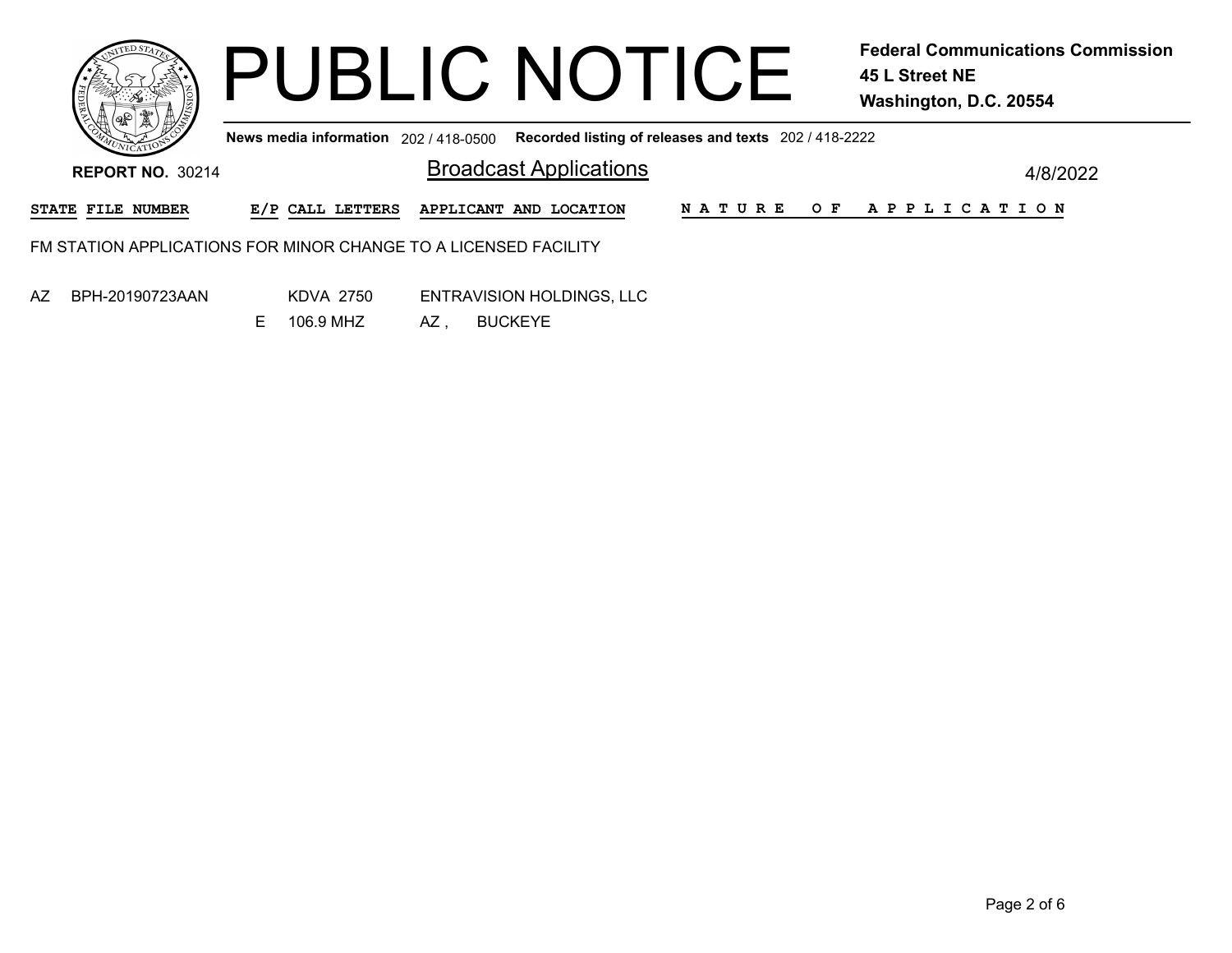# PUBLIC NOTICE

**Federal Communications Commission**
**45 L Street NE**
**Washington, D.C. 20554**

**News media information** 202 / 418-0500 **Recorded listing of releases and texts** 202 / 418-2222

**REPORT NO.** 30214

## Broadcast Applications

4/8/2022

| STATE | FILE NUMBER | E/P | CALL LETTERS | APPLICANT AND LOCATION | NATURE OF APPLICATION |
|---|---|---|---|---|---|

FM STATION APPLICATIONS FOR MINOR CHANGE TO A LICENSED FACILITY

| STATE | FILE NUMBER | E/P | CALL LETTERS | APPLICANT AND LOCATION | NATURE OF APPLICATION |
|---|---|---|---|---|---|
| AZ | BPH-20190723AAN | | KDVA 2750 | ENTRAVISION HOLDINGS, LLC | |
| | | E | 106.9 MHZ | AZ , BUCKEYE | |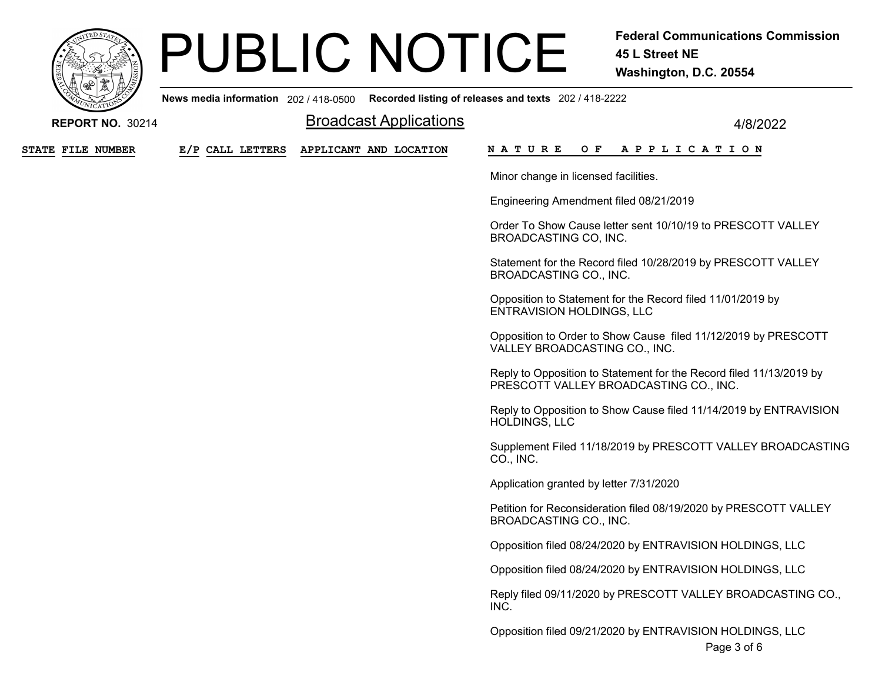# PUBLIC NOTICE

**Federal Communications Commission**
**45 L Street NE**
**Washington, D.C. 20554**

**News media information** 202 / 418-0500 **Recorded listing of releases and texts** 202 / 418-2222

**REPORT NO.** 30214

## Broadcast Applications

4/8/2022

| STATE FILE NUMBER | E/P CALL LETTERS | APPLICANT AND LOCATION | NATURE OF APPLICATION |
|---|---|---|---|
| | | | Minor change in licensed facilities. |
| | | | Engineering Amendment filed 08/21/2019 |
| | | | Order To Show Cause letter sent 10/10/19 to PRESCOTT VALLEY BROADCASTING CO, INC. |
| | | | Statement for the Record filed 10/28/2019 by PRESCOTT VALLEY BROADCASTING CO., INC. |
| | | | Opposition to Statement for the Record filed 11/01/2019 by ENTRAVISION HOLDINGS, LLC |
| | | | Opposition to Order to Show Cause filed 11/12/2019 by PRESCOTT VALLEY BROADCASTING CO., INC. |
| | | | Reply to Opposition to Statement for the Record filed 11/13/2019 by PRESCOTT VALLEY BROADCASTING CO., INC. |
| | | | Reply to Opposition to Show Cause filed 11/14/2019 by ENTRAVISION HOLDINGS, LLC |
| | | | Supplement Filed 11/18/2019 by PRESCOTT VALLEY BROADCASTING CO., INC. |
| | | | Application granted by letter 7/31/2020 |
| | | | Petition for Reconsideration filed 08/19/2020 by PRESCOTT VALLEY BROADCASTING CO., INC. |
| | | | Opposition filed 08/24/2020 by ENTRAVISION HOLDINGS, LLC |
| | | | Opposition filed 08/24/2020 by ENTRAVISION HOLDINGS, LLC |
| | | | Reply filed 09/11/2020 by PRESCOTT VALLEY BROADCASTING CO., INC. |
| | | | Opposition filed 09/21/2020 by ENTRAVISION HOLDINGS, LLC |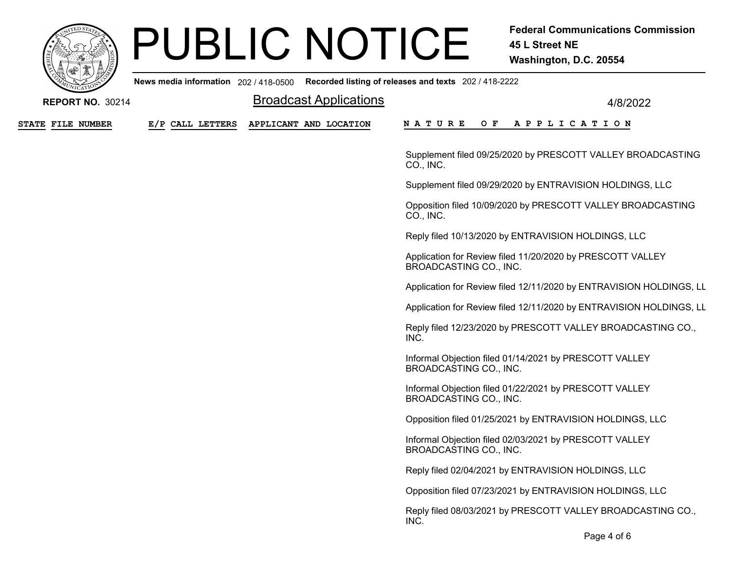# PUBLIC NOTICE

**Federal Communications Commission**
**45 L Street NE**
**Washington, D.C. 20554**

**News media information** 202 / 418-0500 **Recorded listing of releases and texts** 202 / 418-2222

**REPORT NO.** 30214

## Broadcast Applications

4/8/2022

| STATE | FILE NUMBER | E/P | CALL LETTERS | APPLICANT AND LOCATION | NATURE OF APPLICATION |
|---|---|---|---|---|---|
| | | | | | Supplement filed 09/25/2020 by PRESCOTT VALLEY BROADCASTING CO., INC. |
| | | | | | Supplement filed 09/29/2020 by ENTRAVISION HOLDINGS, LLC |
| | | | | | Opposition filed 10/09/2020 by PRESCOTT VALLEY BROADCASTING CO., INC. |
| | | | | | Reply filed 10/13/2020 by ENTRAVISION HOLDINGS, LLC |
| | | | | | Application for Review filed 11/20/2020 by PRESCOTT VALLEY BROADCASTING CO., INC. |
| | | | | | Application for Review filed 12/11/2020 by ENTRAVISION HOLDINGS, LL |
| | | | | | Application for Review filed 12/11/2020 by ENTRAVISION HOLDINGS, LL |
| | | | | | Reply filed 12/23/2020 by PRESCOTT VALLEY BROADCASTING CO., INC. |
| | | | | | Informal Objection filed 01/14/2021 by PRESCOTT VALLEY BROADCASTING CO., INC. |
| | | | | | Informal Objection filed 01/22/2021 by PRESCOTT VALLEY BROADCASTING CO., INC. |
| | | | | | Opposition filed 01/25/2021 by ENTRAVISION HOLDINGS, LLC |
| | | | | | Informal Objection filed 02/03/2021 by PRESCOTT VALLEY BROADCASTING CO., INC. |
| | | | | | Reply filed 02/04/2021 by ENTRAVISION HOLDINGS, LLC |
| | | | | | Opposition filed 07/23/2021 by ENTRAVISION HOLDINGS, LLC |
| | | | | | Reply filed 08/03/2021 by PRESCOTT VALLEY BROADCASTING CO., INC. |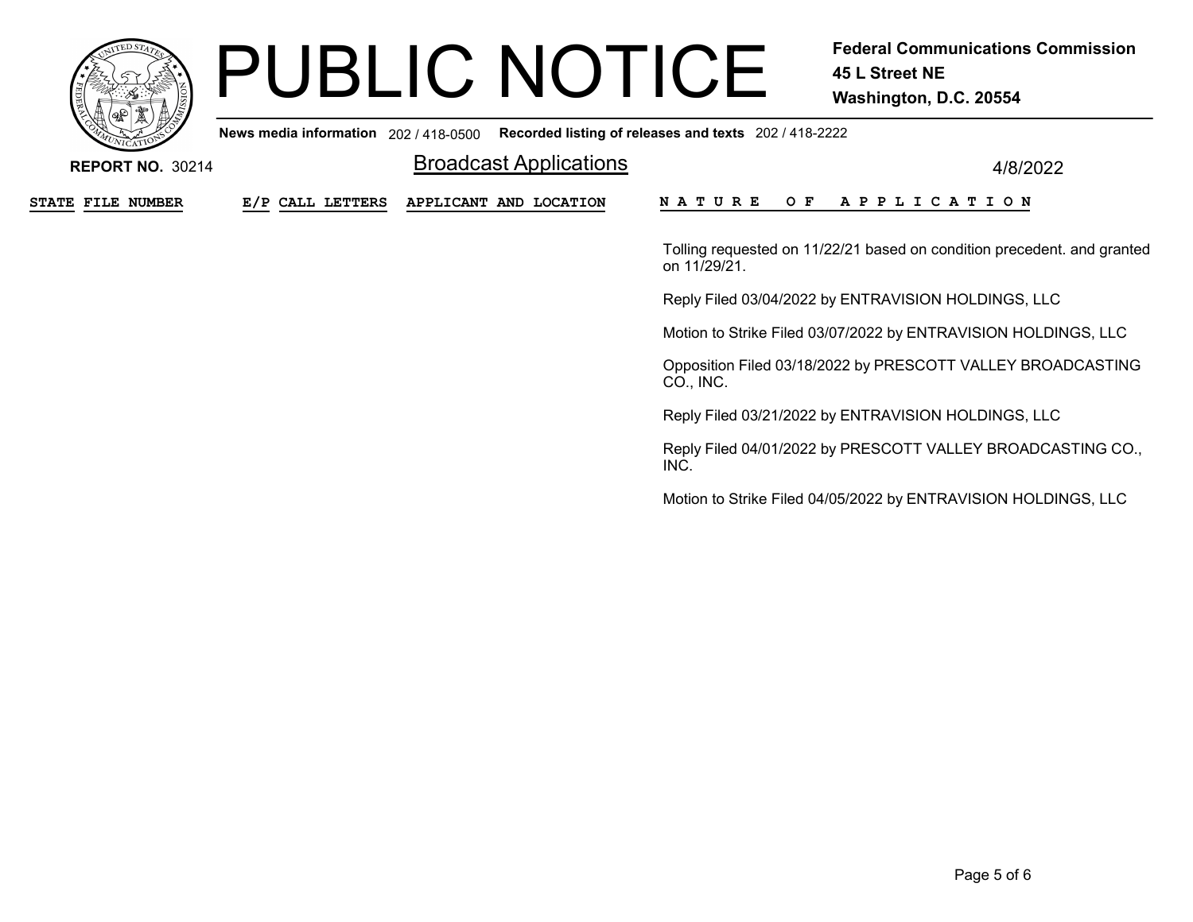| STATE | FILE NUMBER | E/P | CALL LETTERS | APPLICANT AND LOCATION | NATURE OF APPLICATION |
|---|---|---|---|---|---|
| | | | | | Tolling requested on 11/22/21 based on condition precedent. and granted on 11/29/21. |
| | | | | | Reply Filed 03/04/2022 by ENTRAVISION HOLDINGS, LLC |
| | | | | | Motion to Strike Filed 03/07/2022 by ENTRAVISION HOLDINGS, LLC |
| | | | | | Opposition Filed 03/18/2022 by PRESCOTT VALLEY BROADCASTING CO., INC. |
| | | | | | Reply Filed 03/21/2022 by ENTRAVISION HOLDINGS, LLC |
| | | | | | Reply Filed 04/01/2022 by PRESCOTT VALLEY BROADCASTING CO., INC. |
| | | | | | Motion to Strike Filed 04/05/2022 by ENTRAVISION HOLDINGS, LLC |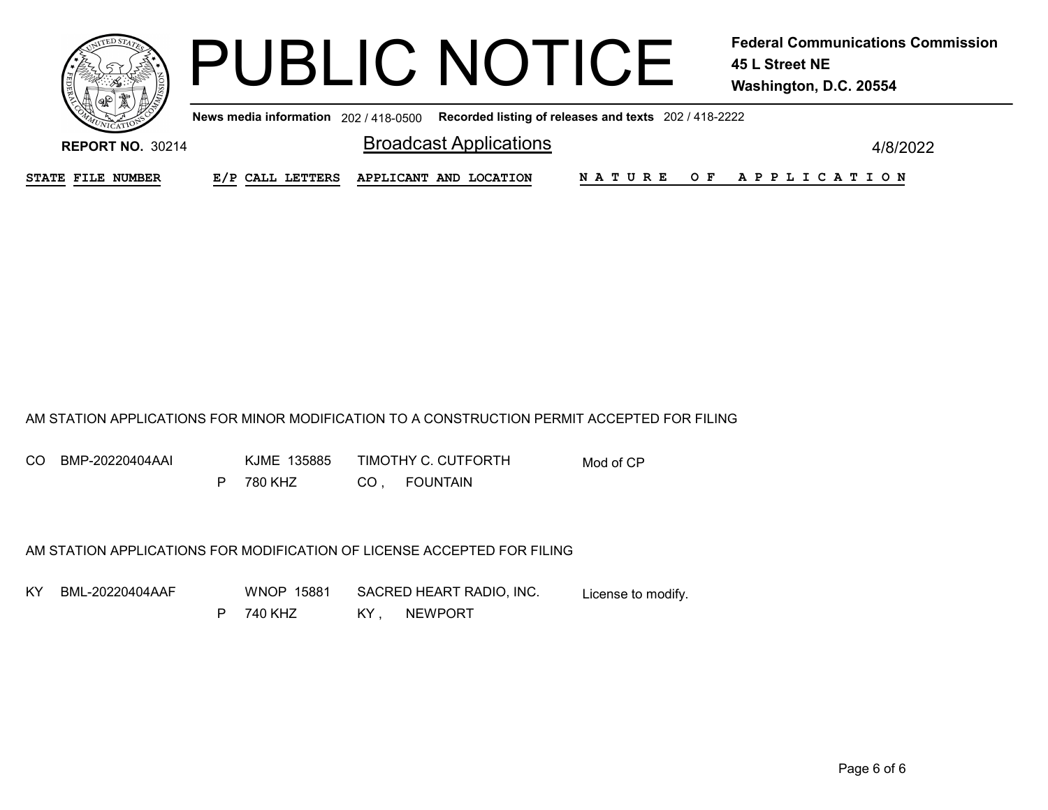# PUBLIC NOTICE

**Federal Communications Commission**
**45 L Street NE**
**Washington, D.C. 20554**

**News media information** 202 / 418-0500 **Recorded listing of releases and texts** 202 / 418-2222

**REPORT NO.** 30214

## Broadcast Applications

4/8/2022

**STATE FILE NUMBER E/P CALL LETTERS APPLICANT AND LOCATION N A T U R E O F A P P L I C A T I O N**

AM STATION APPLICATIONS FOR MINOR MODIFICATION TO A CONSTRUCTION PERMIT ACCEPTED FOR FILING

| STATE | FILE NUMBER | E/P | CALL LETTERS | APPLICANT AND LOCATION | NATURE OF APPLICATION |
| --- | --- | --- | --- | --- | --- |
| CO | BMP-20220404AAI | P | KJME 135885<br>780 KHZ | TIMOTHY C. CUTFORTH<br>CO , FOUNTAIN | Mod of CP |

AM STATION APPLICATIONS FOR MODIFICATION OF LICENSE ACCEPTED FOR FILING

| STATE | FILE NUMBER | E/P | CALL LETTERS | APPLICANT AND LOCATION | NATURE OF APPLICATION |
| --- | --- | --- | --- | --- | --- |
| KY | BML-20220404AAF | P | WNOP 15881<br>740 KHZ | SACRED HEART RADIO, INC.<br>KY , NEWPORT | License to modify. |